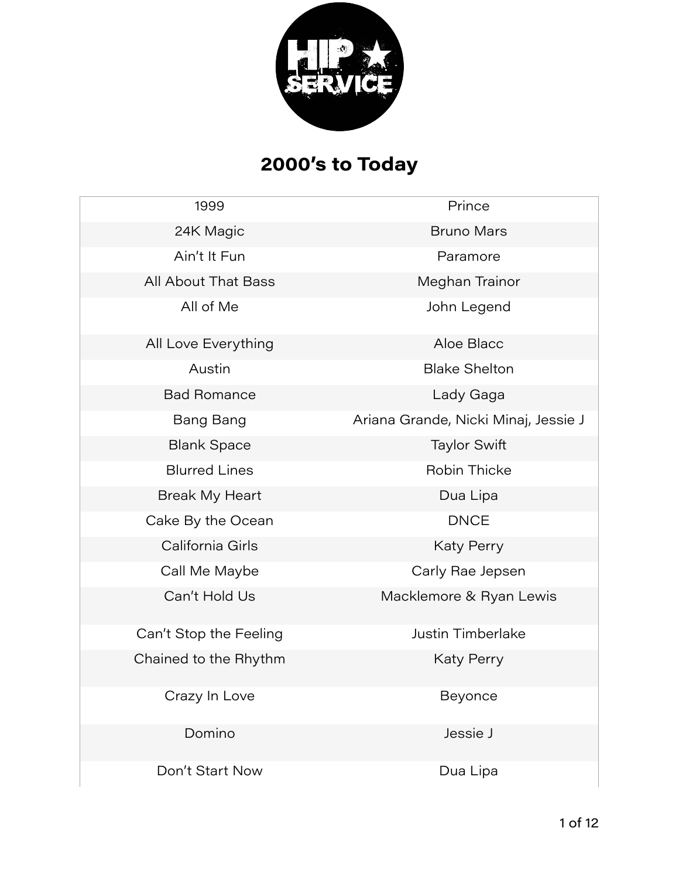# 2000's to Today

| | |
|---|---|
| 1999 | Prince |
| 24K Magic | Bruno Mars |
| Ain't It Fun | Paramore |
| All About That Bass | Meghan Trainor |
| All of Me | John Legend |
| All Love Everything | Aloe Blacc |
| Austin | Blake Shelton |
| Bad Romance | Lady Gaga |
| Bang Bang | Ariana Grande, Nicki Minaj, Jessie J |
| Blank Space | Taylor Swift |
| Blurred Lines | Robin Thicke |
| Break My Heart | Dua Lipa |
| Cake By the Ocean | DNCE |
| California Girls | Katy Perry |
| Call Me Maybe | Carly Rae Jepsen |
| Can't Hold Us | Macklemore & Ryan Lewis |
| Can't Stop the Feeling | Justin Timberlake |
| Chained to the Rhythm | Katy Perry |
| Crazy In Love | Beyonce |
| Domino | Jessie J |
| Don't Start Now | Dua Lipa |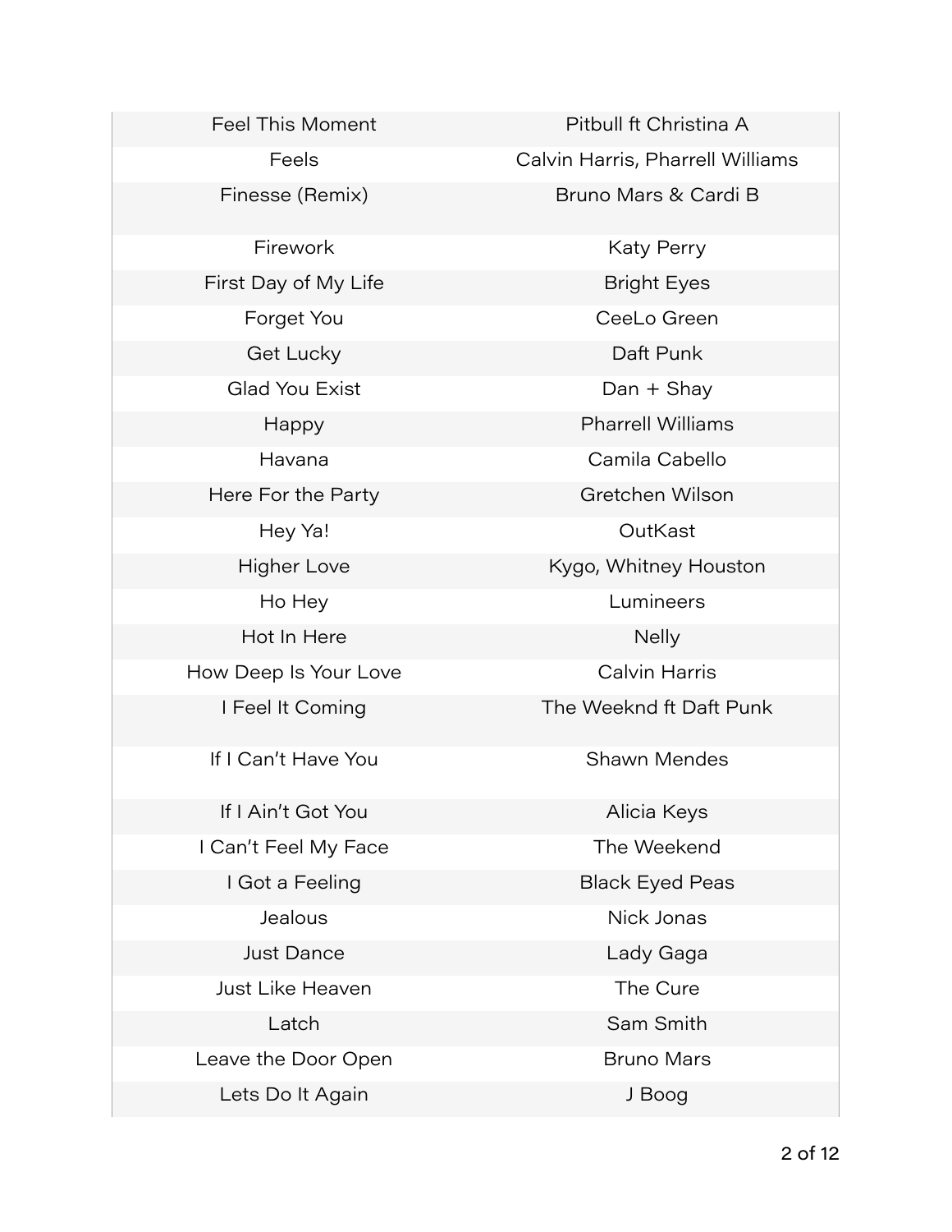| | |
|---|---|
| Feel This Moment | Pitbull ft Christina A |
| Feels | Calvin Harris, Pharrell Williams |
| Finesse (Remix) | Bruno Mars & Cardi B |
| Firework | Katy Perry |
| First Day of My Life | Bright Eyes |
| Forget You | CeeLo Green |
| Get Lucky | Daft Punk |
| Glad You Exist | Dan + Shay |
| Happy | Pharrell Williams |
| Havana | Camila Cabello |
| Here For the Party | Gretchen Wilson |
| Hey Ya! | OutKast |
| Higher Love | Kygo, Whitney Houston |
| Ho Hey | Lumineers |
| Hot In Here | Nelly |
| How Deep Is Your Love | Calvin Harris |
| I Feel It Coming | The Weeknd ft Daft Punk |
| If I Can't Have You | Shawn Mendes |
| If I Ain't Got You | Alicia Keys |
| I Can't Feel My Face | The Weekend |
| I Got a Feeling | Black Eyed Peas |
| Jealous | Nick Jonas |
| Just Dance | Lady Gaga |
| Just Like Heaven | The Cure |
| Latch | Sam Smith |
| Leave the Door Open | Bruno Mars |
| Lets Do It Again | J Boog |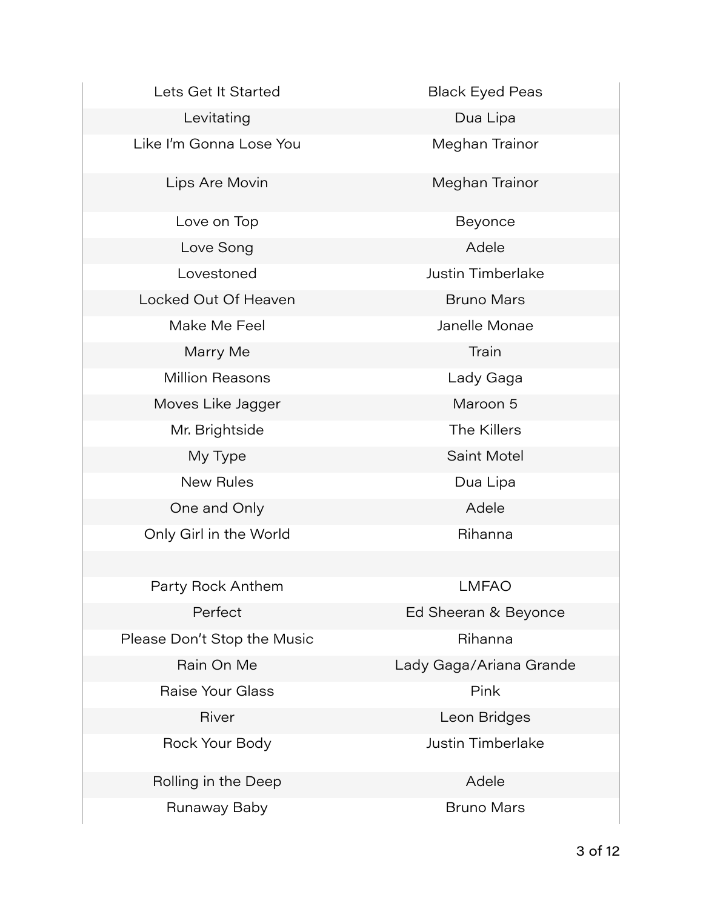| | |
|---|---|
| Lets Get It Started | Black Eyed Peas |
| Levitating | Dua Lipa |
| Like I'm Gonna Lose You | Meghan Trainor |
| Lips Are Movin | Meghan Trainor |
| Love on Top | Beyonce |
| Love Song | Adele |
| Lovestoned | Justin Timberlake |
| Locked Out Of Heaven | Bruno Mars |
| Make Me Feel | Janelle Monae |
| Marry Me | Train |
| Million Reasons | Lady Gaga |
| Moves Like Jagger | Maroon 5 |
| Mr. Brightside | The Killers |
| My Type | Saint Motel |
| New Rules | Dua Lipa |
| One and Only | Adele |
| Only Girl in the World | Rihanna |
| | |
| Party Rock Anthem | LMFAO |
| Perfect | Ed Sheeran & Beyonce |
| Please Don't Stop the Music | Rihanna |
| Rain On Me | Lady Gaga/Ariana Grande |
| Raise Your Glass | Pink |
| River | Leon Bridges |
| Rock Your Body | Justin Timberlake |
| Rolling in the Deep | Adele |
| Runaway Baby | Bruno Mars |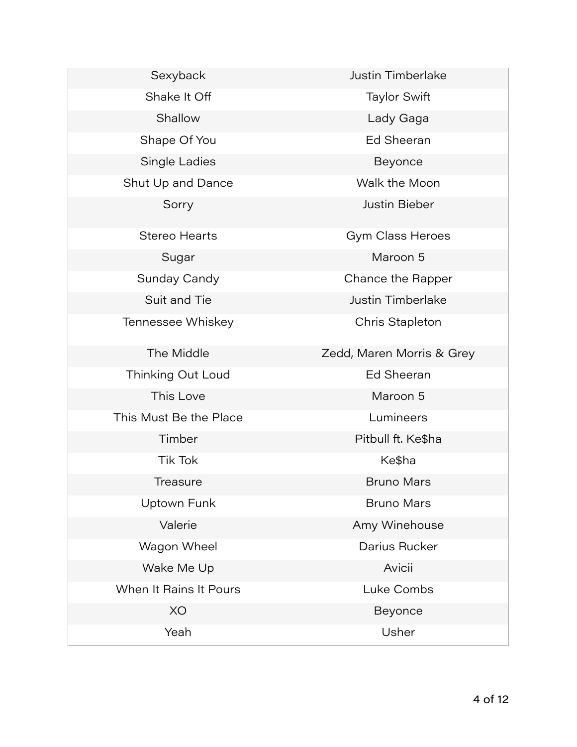| | |
|---|---|
| Sexyback | Justin Timberlake |
| Shake It Off | Taylor Swift |
| Shallow | Lady Gaga |
| Shape Of You | Ed Sheeran |
| Single Ladies | Beyonce |
| Shut Up and Dance | Walk the Moon |
| Sorry | Justin Bieber |
| Stereo Hearts | Gym Class Heroes |
| Sugar | Maroon 5 |
| Sunday Candy | Chance the Rapper |
| Suit and Tie | Justin Timberlake |
| Tennessee Whiskey | Chris Stapleton |
| The Middle | Zedd, Maren Morris & Grey |
| Thinking Out Loud | Ed Sheeran |
| This Love | Maroon 5 |
| This Must Be the Place | Lumineers |
| Timber | Pitbull ft. Ke$ha |
| Tik Tok | Ke$ha |
| Treasure | Bruno Mars |
| Uptown Funk | Bruno Mars |
| Valerie | Amy Winehouse |
| Wagon Wheel | Darius Rucker |
| Wake Me Up | Avicii |
| When It Rains It Pours | Luke Combs |
| XO | Beyonce |
| Yeah | Usher |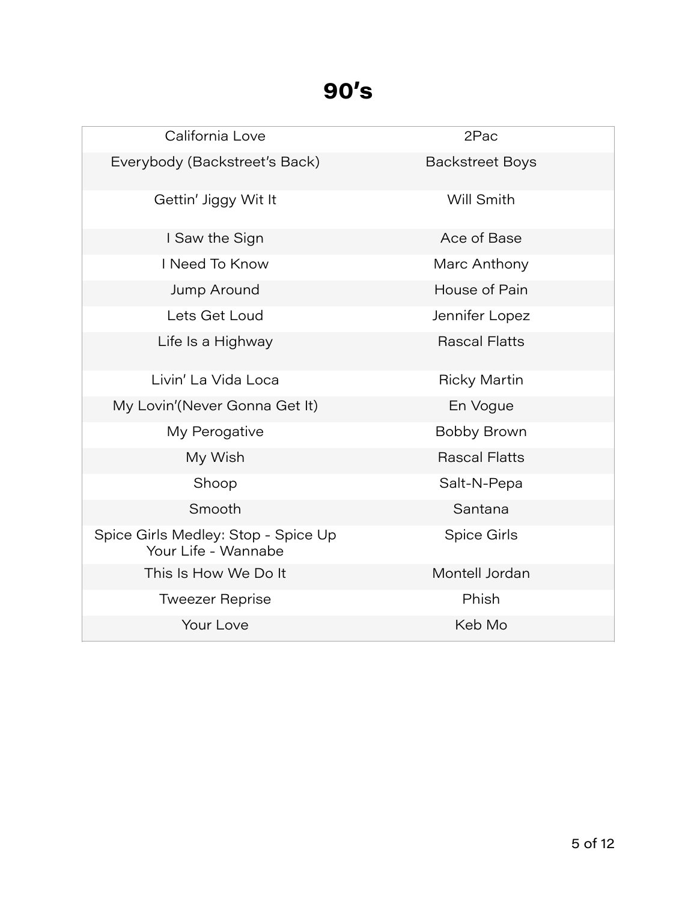# 90's

| | |
|---|---|
| California Love | 2Pac |
| Everybody (Backstreet's Back) | Backstreet Boys |
| Gettin' Jiggy Wit It | Will Smith |
| I Saw the Sign | Ace of Base |
| I Need To Know | Marc Anthony |
| Jump Around | House of Pain |
| Lets Get Loud | Jennifer Lopez |
| Life Is a Highway | Rascal Flatts |
| Livin' La Vida Loca | Ricky Martin |
| My Lovin'(Never Gonna Get It) | En Vogue |
| My Perogative | Bobby Brown |
| My Wish | Rascal Flatts |
| Shoop | Salt-N-Pepa |
| Smooth | Santana |
| Spice Girls Medley: Stop - Spice Up Your Life - Wannabe | Spice Girls |
| This Is How We Do It | Montell Jordan |
| Tweezer Reprise | Phish |
| Your Love | Keb Mo |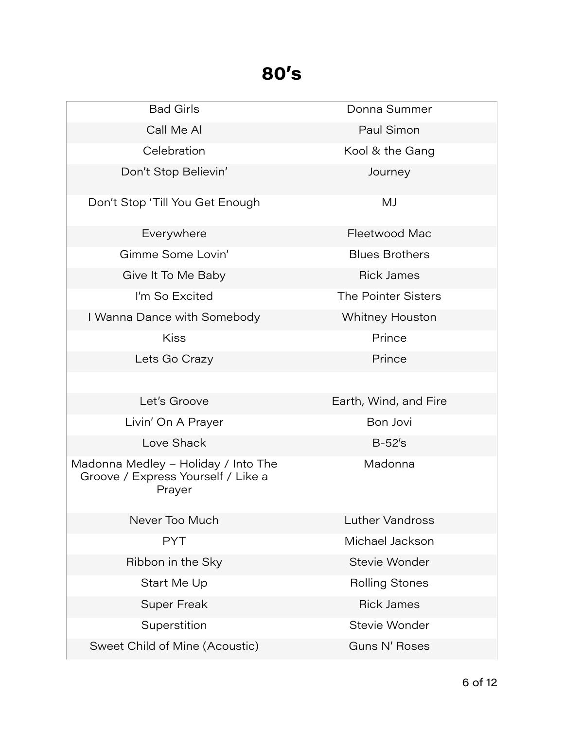# 80's

| | |
|---|---|
| Bad Girls | Donna Summer |
| Call Me Al | Paul Simon |
| Celebration | Kool & the Gang |
| Don't Stop Believin' | Journey |
| Don't Stop 'Till You Get Enough | MJ |
| Everywhere | Fleetwood Mac |
| Gimme Some Lovin' | Blues Brothers |
| Give It To Me Baby | Rick James |
| I'm So Excited | The Pointer Sisters |
| I Wanna Dance with Somebody | Whitney Houston |
| Kiss | Prince |
| Lets Go Crazy | Prince |
| | |
| Let's Groove | Earth, Wind, and Fire |
| Livin' On A Prayer | Bon Jovi |
| Love Shack | B-52's |
| Madonna Medley – Holiday / Into The Groove / Express Yourself / Like a Prayer | Madonna |
| Never Too Much | Luther Vandross |
| PYT | Michael Jackson |
| Ribbon in the Sky | Stevie Wonder |
| Start Me Up | Rolling Stones |
| Super Freak | Rick James |
| Superstition | Stevie Wonder |
| Sweet Child of Mine (Acoustic) | Guns N' Roses |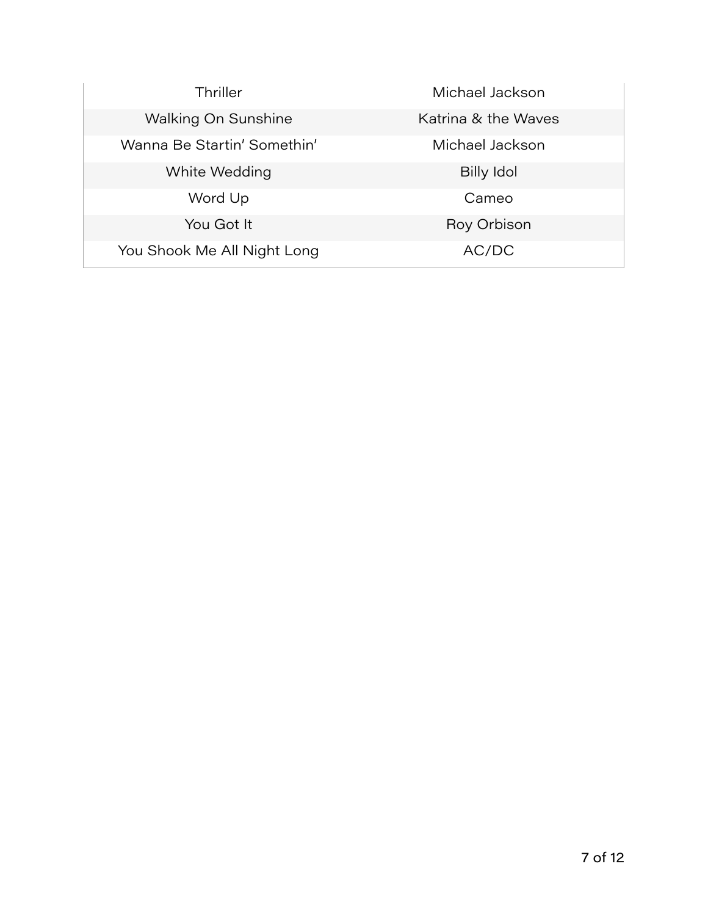| | |
|---|---|
| Thriller | Michael Jackson |
| Walking On Sunshine | Katrina & the Waves |
| Wanna Be Startin' Somethin' | Michael Jackson |
| White Wedding | Billy Idol |
| Word Up | Cameo |
| You Got It | Roy Orbison |
| You Shook Me All Night Long | AC/DC |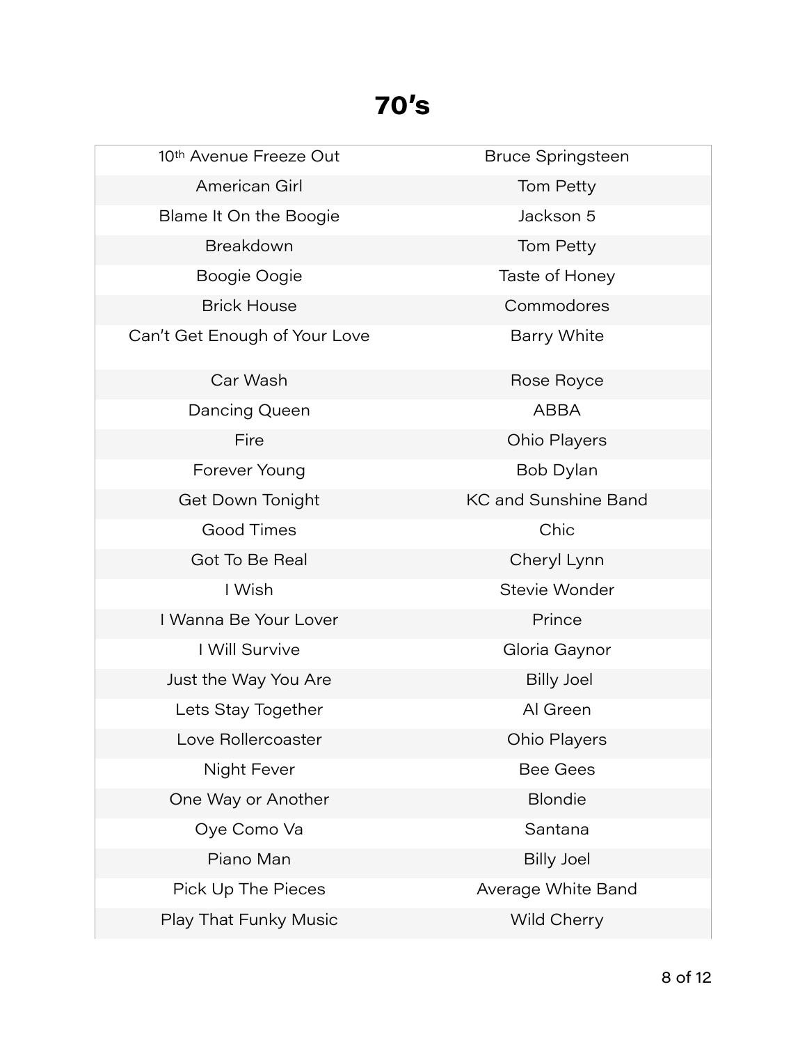# 70's

| | |
|---|---|
| 10th Avenue Freeze Out | Bruce Springsteen |
| American Girl | Tom Petty |
| Blame It On the Boogie | Jackson 5 |
| Breakdown | Tom Petty |
| Boogie Oogie | Taste of Honey |
| Brick House | Commodores |
| Can't Get Enough of Your Love | Barry White |
| Car Wash | Rose Royce |
| Dancing Queen | ABBA |
| Fire | Ohio Players |
| Forever Young | Bob Dylan |
| Get Down Tonight | KC and Sunshine Band |
| Good Times | Chic |
| Got To Be Real | Cheryl Lynn |
| I Wish | Stevie Wonder |
| I Wanna Be Your Lover | Prince |
| I Will Survive | Gloria Gaynor |
| Just the Way You Are | Billy Joel |
| Lets Stay Together | Al Green |
| Love Rollercoaster | Ohio Players |
| Night Fever | Bee Gees |
| One Way or Another | Blondie |
| Oye Como Va | Santana |
| Piano Man | Billy Joel |
| Pick Up The Pieces | Average White Band |
| Play That Funky Music | Wild Cherry |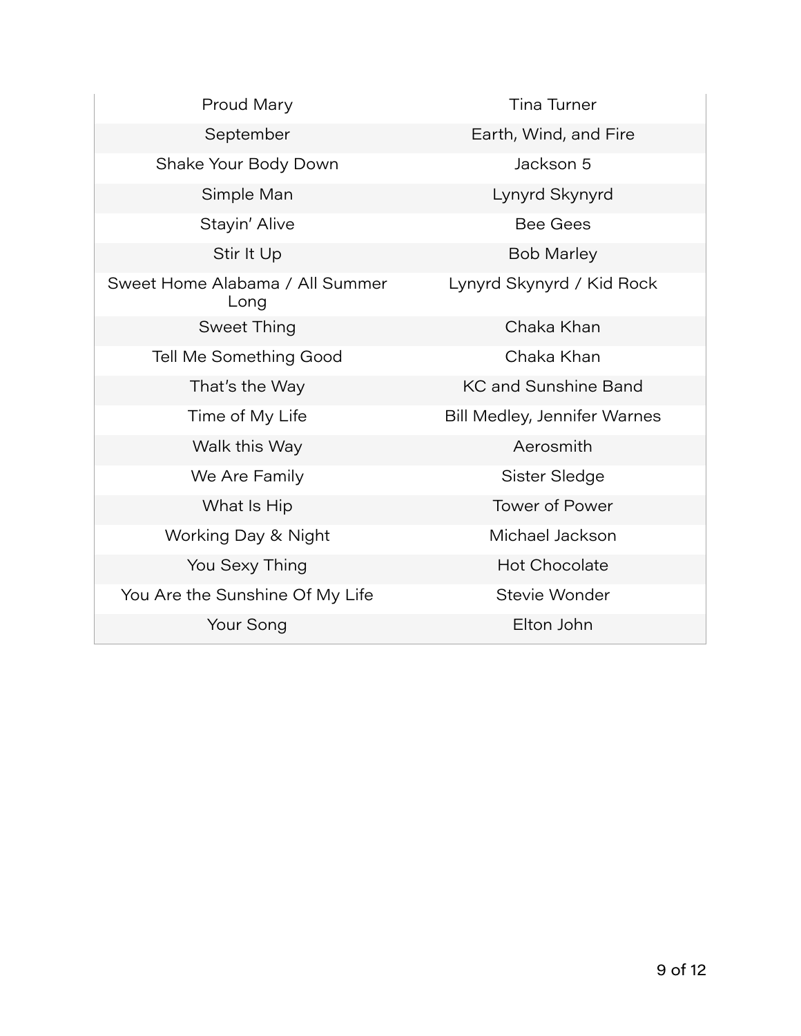| | |
|---|---|
| Proud Mary | Tina Turner |
| September | Earth, Wind, and Fire |
| Shake Your Body Down | Jackson 5 |
| Simple Man | Lynyrd Skynyrd |
| Stayin' Alive | Bee Gees |
| Stir It Up | Bob Marley |
| Sweet Home Alabama / All Summer Long | Lynyrd Skynyrd / Kid Rock |
| Sweet Thing | Chaka Khan |
| Tell Me Something Good | Chaka Khan |
| That's the Way | KC and Sunshine Band |
| Time of My Life | Bill Medley, Jennifer Warnes |
| Walk this Way | Aerosmith |
| We Are Family | Sister Sledge |
| What Is Hip | Tower of Power |
| Working Day & Night | Michael Jackson |
| You Sexy Thing | Hot Chocolate |
| You Are the Sunshine Of My Life | Stevie Wonder |
| Your Song | Elton John |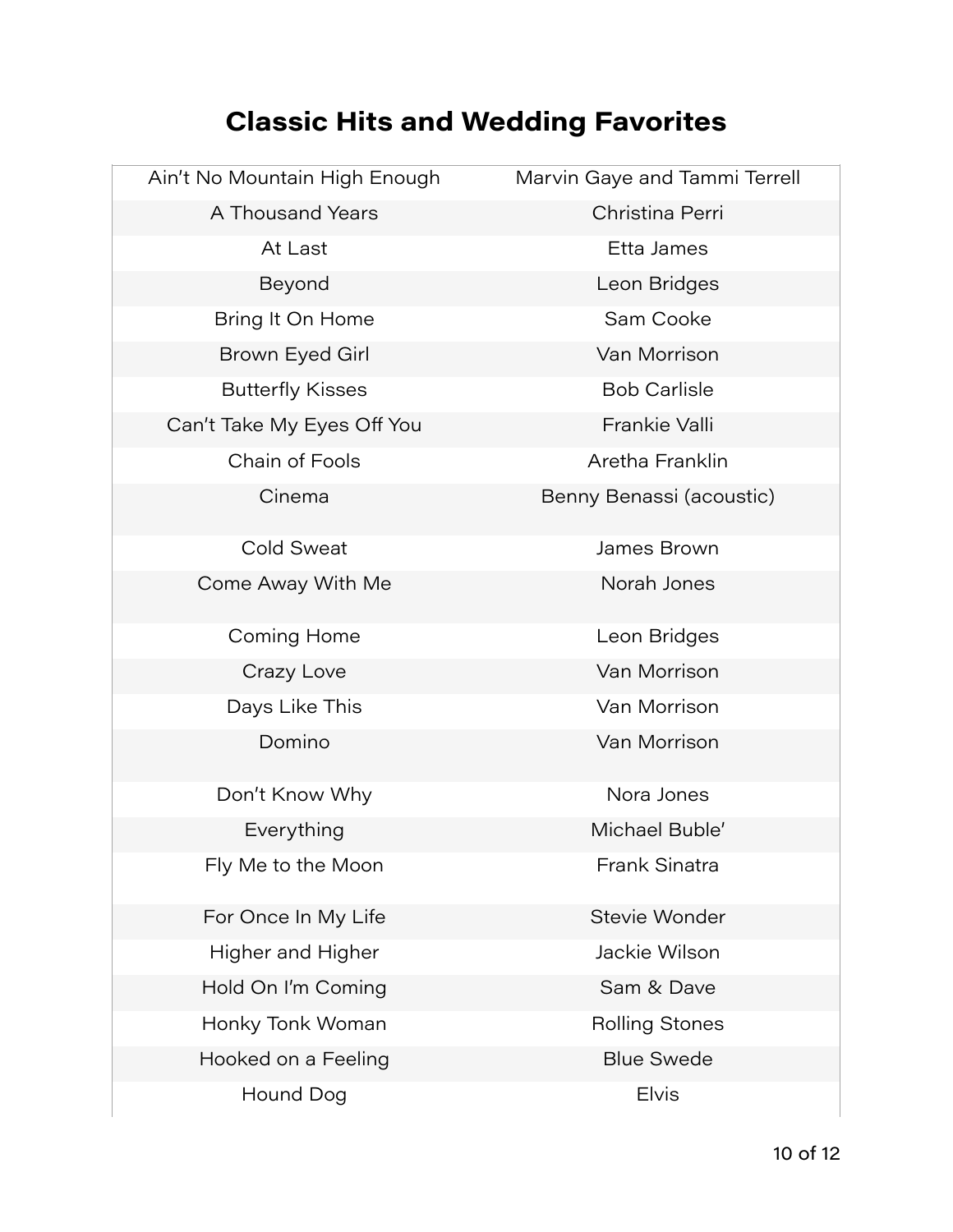# Classic Hits and Wedding Favorites

| | |
|---|---|
| Ain't No Mountain High Enough | Marvin Gaye and Tammi Terrell |
| A Thousand Years | Christina Perri |
| At Last | Etta James |
| Beyond | Leon Bridges |
| Bring It On Home | Sam Cooke |
| Brown Eyed Girl | Van Morrison |
| Butterfly Kisses | Bob Carlisle |
| Can't Take My Eyes Off You | Frankie Valli |
| Chain of Fools | Aretha Franklin |
| Cinema | Benny Benassi (acoustic) |
| Cold Sweat | James Brown |
| Come Away With Me | Norah Jones |
| Coming Home | Leon Bridges |
| Crazy Love | Van Morrison |
| Days Like This | Van Morrison |
| Domino | Van Morrison |
| Don't Know Why | Nora Jones |
| Everything | Michael Buble' |
| Fly Me to the Moon | Frank Sinatra |
| For Once In My Life | Stevie Wonder |
| Higher and Higher | Jackie Wilson |
| Hold On I'm Coming | Sam & Dave |
| Honky Tonk Woman | Rolling Stones |
| Hooked on a Feeling | Blue Swede |
| Hound Dog | Elvis |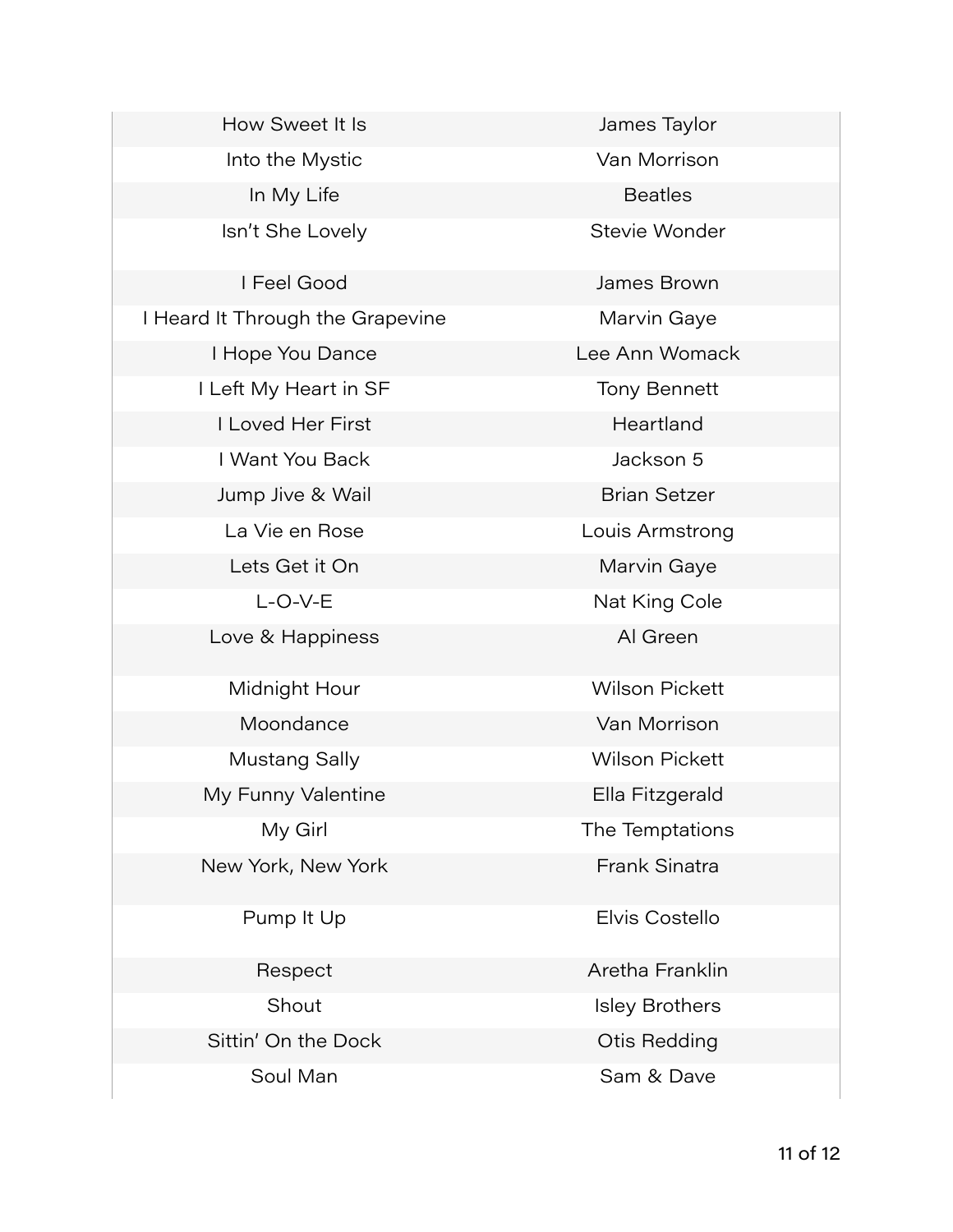| | |
|---|---|
| How Sweet It Is | James Taylor |
| Into the Mystic | Van Morrison |
| In My Life | Beatles |
| Isn't She Lovely | Stevie Wonder |
| I Feel Good | James Brown |
| I Heard It Through the Grapevine | Marvin Gaye |
| I Hope You Dance | Lee Ann Womack |
| I Left My Heart in SF | Tony Bennett |
| I Loved Her First | Heartland |
| I Want You Back | Jackson 5 |
| Jump Jive & Wail | Brian Setzer |
| La Vie en Rose | Louis Armstrong |
| Lets Get it On | Marvin Gaye |
| L-O-V-E | Nat King Cole |
| Love & Happiness | Al Green |
| Midnight Hour | Wilson Pickett |
| Moondance | Van Morrison |
| Mustang Sally | Wilson Pickett |
| My Funny Valentine | Ella Fitzgerald |
| My Girl | The Temptations |
| New York, New York | Frank Sinatra |
| Pump It Up | Elvis Costello |
| Respect | Aretha Franklin |
| Shout | Isley Brothers |
| Sittin' On the Dock | Otis Redding |
| Soul Man | Sam & Dave |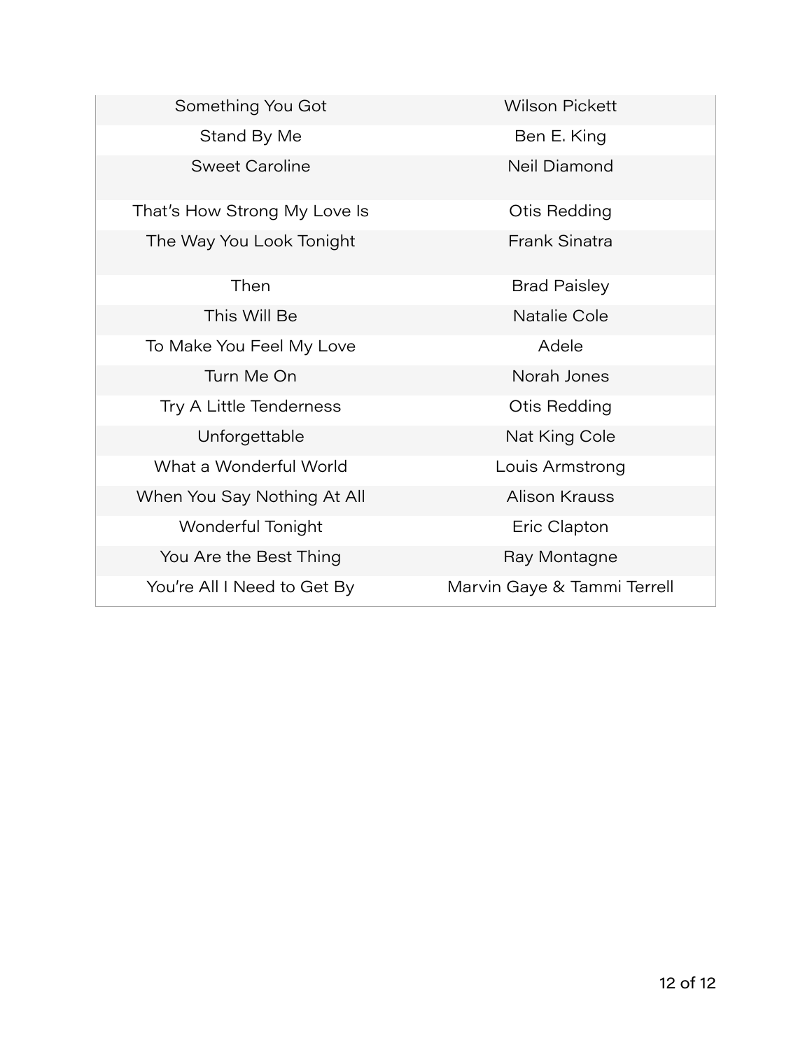| | |
|---|---|
| Something You Got | Wilson Pickett |
| Stand By Me | Ben E. King |
| Sweet Caroline | Neil Diamond |
| That's How Strong My Love Is | Otis Redding |
| The Way You Look Tonight | Frank Sinatra |
| Then | Brad Paisley |
| This Will Be | Natalie Cole |
| To Make You Feel My Love | Adele |
| Turn Me On | Norah Jones |
| Try A Little Tenderness | Otis Redding |
| Unforgettable | Nat King Cole |
| What a Wonderful World | Louis Armstrong |
| When You Say Nothing At All | Alison Krauss |
| Wonderful Tonight | Eric Clapton |
| You Are the Best Thing | Ray Montagne |
| You're All I Need to Get By | Marvin Gaye & Tammi Terrell |